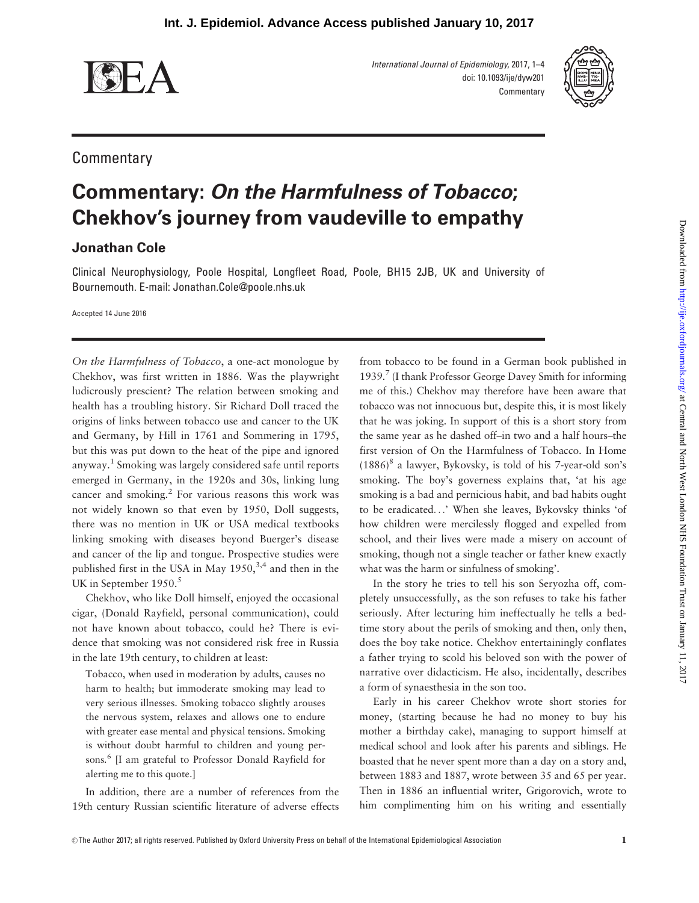Commentary

# Commentary: *On the Harmfulness of Tobacco*; Chekhov's journey from vaudeville to empathy

## Jonathan Cole

Clinical Neurophysiology, Poole Hospital, Longfleet Road, Poole, BH15 2JB, UK and University of Bournemouth. E-mail: Jonathan.Cole@poole.nhs.uk

Accepted 14 June 2016

*On the Harmfulness of Tobacco*, a one-act monologue by Chekhov, was first written in 1886. Was the playwright ludicrously prescient? The relation between smoking and health has a troubling history. Sir Richard Doll traced the origins of links between tobacco use and cancer to the UK and Germany, by Hill in 1761 and Sommering in 1795, but this was put down to the heat of the pipe and ignored anyway.[1] Smoking was largely considered safe until reports emerged in Germany, in the 1920s and 30s, linking lung cancer and smoking.[2] For various reasons this work was not widely known so that even by 1950, Doll suggests, there was no mention in UK or USA medical textbooks linking smoking with diseases beyond Buerger's disease and cancer of the lip and tongue. Prospective studies were published first in the USA in May 1950,[3,4] and then in the UK in September 1950.[5]

Chekhov, who like Doll himself, enjoyed the occasional cigar, (Donald Rayfield, personal communication), could not have known about tobacco, could he? There is evidence that smoking was not considered risk free in Russia in the late 19th century, to children at least:

> Tobacco, when used in moderation by adults, causes no harm to health; but immoderate smoking may lead to very serious illnesses. Smoking tobacco slightly arouses the nervous system, relaxes and allows one to endure with greater ease mental and physical tensions. Smoking is without doubt harmful to children and young persons.[6] [I am grateful to Professor Donald Rayfield for alerting me to this quote.]

In addition, there are a number of references from the 19th century Russian scientific literature of adverse effects from tobacco to be found in a German book published in 1939.[7] (I thank Professor George Davey Smith for informing me of this.) Chekhov may therefore have been aware that tobacco was not innocuous but, despite this, it is most likely that he was joking. In support of this is a short story from the same year as he dashed off–in two and a half hours–the first version of On the Harmfulness of Tobacco. In Home (1886)[8] a lawyer, Bykovsky, is told of his 7-year-old son's smoking. The boy's governess explains that, 'at his age smoking is a bad and pernicious habit, and bad habits ought to be eradicated…' When she leaves, Bykovsky thinks 'of how children were mercilessly flogged and expelled from school, and their lives were made a misery on account of smoking, though not a single teacher or father knew exactly what was the harm or sinfulness of smoking'.

In the story he tries to tell his son Seryozha off, completely unsuccessfully, as the son refuses to take his father seriously. After lecturing him ineffectually he tells a bedtime story about the perils of smoking and then, only then, does the boy take notice. Chekhov entertainingly conflates a father trying to scold his beloved son with the power of narrative over didacticism. He also, incidentally, describes a form of synaesthesia in the son too.

Early in his career Chekhov wrote short stories for money, (starting because he had no money to buy his mother a birthday cake), managing to support himself at medical school and look after his parents and siblings. He boasted that he never spent more than a day on a story and, between 1883 and 1887, wrote between 35 and 65 per year. Then in 1886 an influential writer, Grigorovich, wrote to him complimenting him on his writing and essentially

© The Author 2017; all rights reserved. Published by Oxford University Press on behalf of the International Epidemiological Association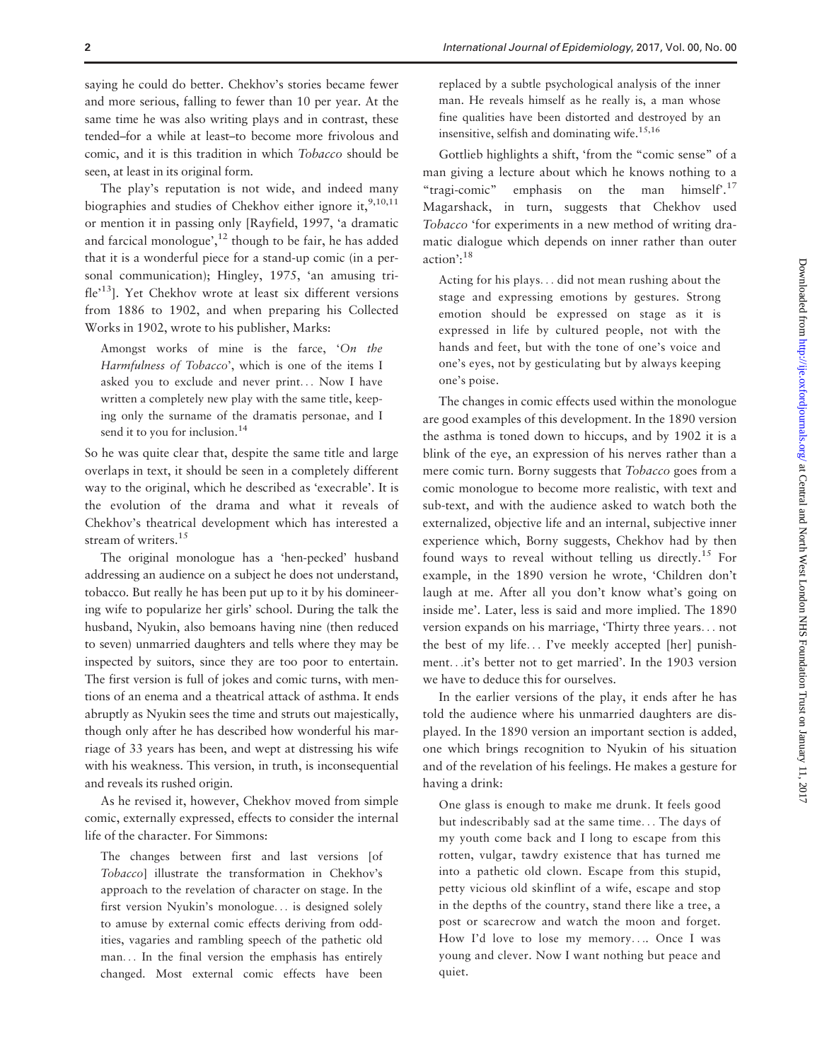saying he could do better. Chekhov's stories became fewer and more serious, falling to fewer than 10 per year. At the same time he was also writing plays and in contrast, these tended–for a while at least–to become more frivolous and comic, and it is this tradition in which *Tobacco* should be seen, at least in its original form.

The play's reputation is not wide, and indeed many biographies and studies of Chekhov either ignore it,[9,10,11] or mention it in passing only [Rayfield, 1997, 'a dramatic and farcical monologue',[12] though to be fair, he has added that it is a wonderful piece for a stand-up comic (in a personal communication); Hingley, 1975, 'an amusing trifle'[13]]. Yet Chekhov wrote at least six different versions from 1886 to 1902, and when preparing his Collected Works in 1902, wrote to his publisher, Marks:

> Amongst works of mine is the farce, '*On the Harmfulness of Tobacco*', which is one of the items I asked you to exclude and never print… Now I have written a completely new play with the same title, keeping only the surname of the dramatis personae, and I send it to you for inclusion.[14]

So he was quite clear that, despite the same title and large overlaps in text, it should be seen in a completely different way to the original, which he described as 'execrable'. It is the evolution of the drama and what it reveals of Chekhov's theatrical development which has interested a stream of writers.[15]

The original monologue has a 'hen-pecked' husband addressing an audience on a subject he does not understand, tobacco. But really he has been put up to it by his domineering wife to popularize her girls' school. During the talk the husband, Nyukin, also bemoans having nine (then reduced to seven) unmarried daughters and tells where they may be inspected by suitors, since they are too poor to entertain. The first version is full of jokes and comic turns, with mentions of an enema and a theatrical attack of asthma. It ends abruptly as Nyukin sees the time and struts out majestically, though only after he has described how wonderful his marriage of 33 years has been, and wept at distressing his wife with his weakness. This version, in truth, is inconsequential and reveals its rushed origin.

As he revised it, however, Chekhov moved from simple comic, externally expressed, effects to consider the internal life of the character. For Simmons:

> The changes between first and last versions [of *Tobacco*] illustrate the transformation in Chekhov's approach to the revelation of character on stage. In the first version Nyukin's monologue… is designed solely to amuse by external comic effects deriving from oddities, vagaries and rambling speech of the pathetic old man… In the final version the emphasis has entirely changed. Most external comic effects have been replaced by a subtle psychological analysis of the inner man. He reveals himself as he really is, a man whose fine qualities have been distorted and destroyed by an insensitive, selfish and dominating wife.[15,16]

Gottlieb highlights a shift, 'from the "comic sense" of a man giving a lecture about which he knows nothing to a "tragi-comic" emphasis on the man himself'.[17] Magarshack, in turn, suggests that Chekhov used *Tobacco* 'for experiments in a new method of writing dramatic dialogue which depends on inner rather than outer action':[18]

> Acting for his plays… did not mean rushing about the stage and expressing emotions by gestures. Strong emotion should be expressed on stage as it is expressed in life by cultured people, not with the hands and feet, but with the tone of one's voice and one's eyes, not by gesticulating but by always keeping one's poise.

The changes in comic effects used within the monologue are good examples of this development. In the 1890 version the asthma is toned down to hiccups, and by 1902 it is a blink of the eye, an expression of his nerves rather than a mere comic turn. Borny suggests that *Tobacco* goes from a comic monologue to become more realistic, with text and sub-text, and with the audience asked to watch both the externalized, objective life and an internal, subjective inner experience which, Borny suggests, Chekhov had by then found ways to reveal without telling us directly.[15] For example, in the 1890 version he wrote, 'Children don't laugh at me. After all you don't know what's going on inside me'. Later, less is said and more implied. The 1890 version expands on his marriage, 'Thirty three years… not the best of my life… I've meekly accepted [her] punishment…it's better not to get married'. In the 1903 version we have to deduce this for ourselves.

In the earlier versions of the play, it ends after he has told the audience where his unmarried daughters are displayed. In the 1890 version an important section is added, one which brings recognition to Nyukin of his situation and of the revelation of his feelings. He makes a gesture for having a drink:

> One glass is enough to make me drunk. It feels good but indescribably sad at the same time… The days of my youth come back and I long to escape from this rotten, vulgar, tawdry existence that has turned me into a pathetic old clown. Escape from this stupid, petty vicious old skinflint of a wife, escape and stop in the depths of the country, stand there like a tree, a post or scarecrow and watch the moon and forget. How I'd love to lose my memory…. Once I was young and clever. Now I want nothing but peace and quiet.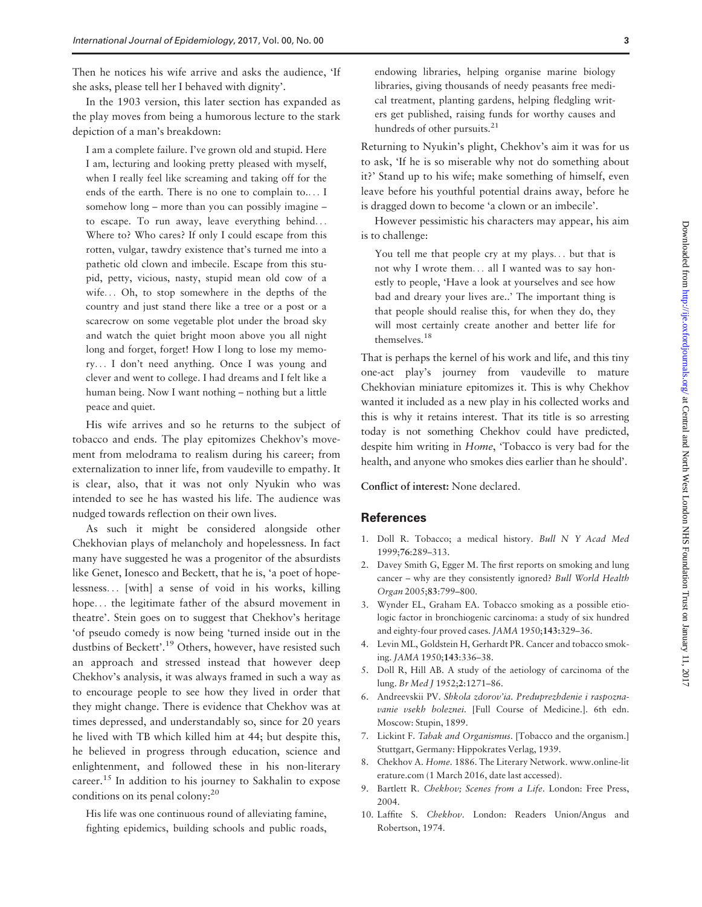Then he notices his wife arrive and asks the audience, 'If she asks, please tell her I behaved with dignity'.

In the 1903 version, this later section has expanded as the play moves from being a humorous lecture to the stark depiction of a man's breakdown:

> I am a complete failure. I've grown old and stupid. Here I am, lecturing and looking pretty pleased with myself, when I really feel like screaming and taking off for the ends of the earth. There is no one to complain to.... I somehow long – more than you can possibly imagine – to escape. To run away, leave everything behind... Where to? Who cares? If only I could escape from this rotten, vulgar, tawdry existence that's turned me into a pathetic old clown and imbecile. Escape from this stupid, petty, vicious, nasty, stupid mean old cow of a wife... Oh, to stop somewhere in the depths of the country and just stand there like a tree or a post or a scarecrow on some vegetable plot under the broad sky and watch the quiet bright moon above you all night long and forget, forget! How I long to lose my memory... I don't need anything. Once I was young and clever and went to college. I had dreams and I felt like a human being. Now I want nothing – nothing but a little peace and quiet.

His wife arrives and so he returns to the subject of tobacco and ends. The play epitomizes Chekhov's movement from melodrama to realism during his career; from externalization to inner life, from vaudeville to empathy. It is clear, also, that it was not only Nyukin who was intended to see he has wasted his life. The audience was nudged towards reflection on their own lives.

As such it might be considered alongside other Chekhovian plays of melancholy and hopelessness. In fact many have suggested he was a progenitor of the absurdists like Genet, Ionesco and Beckett, that he is, 'a poet of hopelessness... [with] a sense of void in his works, killing hope... the legitimate father of the absurd movement in theatre'. Stein goes on to suggest that Chekhov's heritage 'of pseudo comedy is now being 'turned inside out in the dustbins of Beckett'.[19] Others, however, have resisted such an approach and stressed instead that however deep Chekhov's analysis, it was always framed in such a way as to encourage people to see how they lived in order that they might change. There is evidence that Chekhov was at times depressed, and understandably so, since for 20 years he lived with TB which killed him at 44; but despite this, he believed in progress through education, science and enlightenment, and followed these in his non-literary career.[15] In addition to his journey to Sakhalin to expose conditions on its penal colony:[20]

> His life was one continuous round of alleviating famine, fighting epidemics, building schools and public roads, endowing libraries, helping organise marine biology libraries, giving thousands of needy peasants free medical treatment, planting gardens, helping fledgling writers get published, raising funds for worthy causes and hundreds of other pursuits.[21]

Returning to Nyukin's plight, Chekhov's aim it was for us to ask, 'If he is so miserable why not do something about it?' Stand up to his wife; make something of himself, even leave before his youthful potential drains away, before he is dragged down to become 'a clown or an imbecile'.

However pessimistic his characters may appear, his aim is to challenge:

> You tell me that people cry at my plays... but that is not why I wrote them... all I wanted was to say honestly to people, 'Have a look at yourselves and see how bad and dreary your lives are..' The important thing is that people should realise this, for when they do, they will most certainly create another and better life for themselves.[18]

That is perhaps the kernel of his work and life, and this tiny one-act play's journey from vaudeville to mature Chekhovian miniature epitomizes it. This is why Chekhov wanted it included as a new play in his collected works and this is why it retains interest. That its title is so arresting today is not something Chekhov could have predicted, despite him writing in *Home*, 'Tobacco is very bad for the health, and anyone who smokes dies earlier than he should'.

**Conflict of interest:** None declared.

## References

1. Doll R. Tobacco; a medical history. *Bull N Y Acad Med* 1999;**76**:289–313.
2. Davey Smith G, Egger M. The first reports on smoking and lung cancer – why are they consistently ignored? *Bull World Health Organ* 2005;**83**:799–800.
3. Wynder EL, Graham EA. Tobacco smoking as a possible etiologic factor in bronchiogenic carcinoma: a study of six hundred and eighty-four proved cases. *JAMA* 1950;**143**:329–36.
4. Levin ML, Goldstein H, Gerhardt PR. Cancer and tobacco smoking. *JAMA* 1950;**143**:336–38.
5. Doll R, Hill AB. A study of the aetiology of carcinoma of the lung. *Br Med J* 1952;**2**:1271–86.
6. Andreevskii PV. *Shkola zdorov'ia. Preduprezhdenie i raspoznavanie vsekh boleznei.* [Full Course of Medicine.]. 6th edn. Moscow: Stupin, 1899.
7. Lickint F. *Tabak and Organismus*. [Tobacco and the organism.] Stuttgart, Germany: Hippokrates Verlag, 1939.
8. Chekhov A. *Home*. 1886. The Literary Network. www.online-literature.com (1 March 2016, date last accessed).
9. Bartlett R. *Chekhov; Scenes from a Life*. London: Free Press, 2004.
10. Laffite S. *Chekhov*. London: Readers Union/Angus and Robertson, 1974.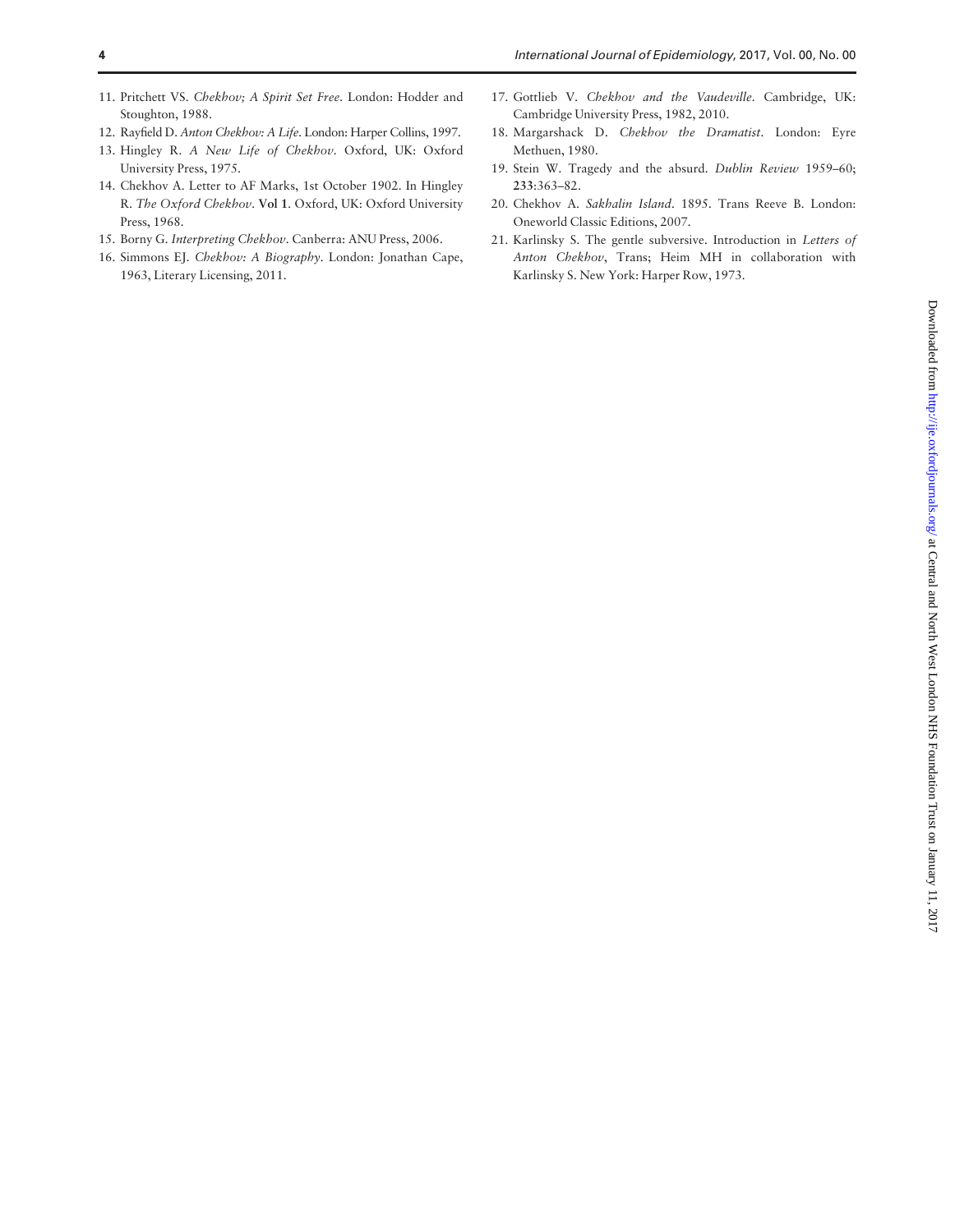11. Pritchett VS. *Chekhov; A Spirit Set Free*. London: Hodder and Stoughton, 1988.
12. Rayfield D. *Anton Chekhov: A Life*. London: Harper Collins, 1997.
13. Hingley R. *A New Life of Chekhov*. Oxford, UK: Oxford University Press, 1975.
14. Chekhov A. Letter to AF Marks, 1st October 1902. In Hingley R. *The Oxford Chekhov*. **Vol 1**. Oxford, UK: Oxford University Press, 1968.
15. Borny G. *Interpreting Chekhov*. Canberra: ANU Press, 2006.
16. Simmons EJ. *Chekhov: A Biography*. London: Jonathan Cape, 1963, Literary Licensing, 2011.
17. Gottlieb V. *Chekhov and the Vaudeville*. Cambridge, UK: Cambridge University Press, 1982, 2010.
18. Margarshack D. *Chekhov the Dramatist*. London: Eyre Methuen, 1980.
19. Stein W. Tragedy and the absurd. *Dublin Review* 1959–60; **233**:363–82.
20. Chekhov A. *Sakhalin Island*. 1895. Trans Reeve B. London: Oneworld Classic Editions, 2007.
21. Karlinsky S. The gentle subversive. Introduction in *Letters of Anton Chekhov*, Trans; Heim MH in collaboration with Karlinsky S. New York: Harper Row, 1973.